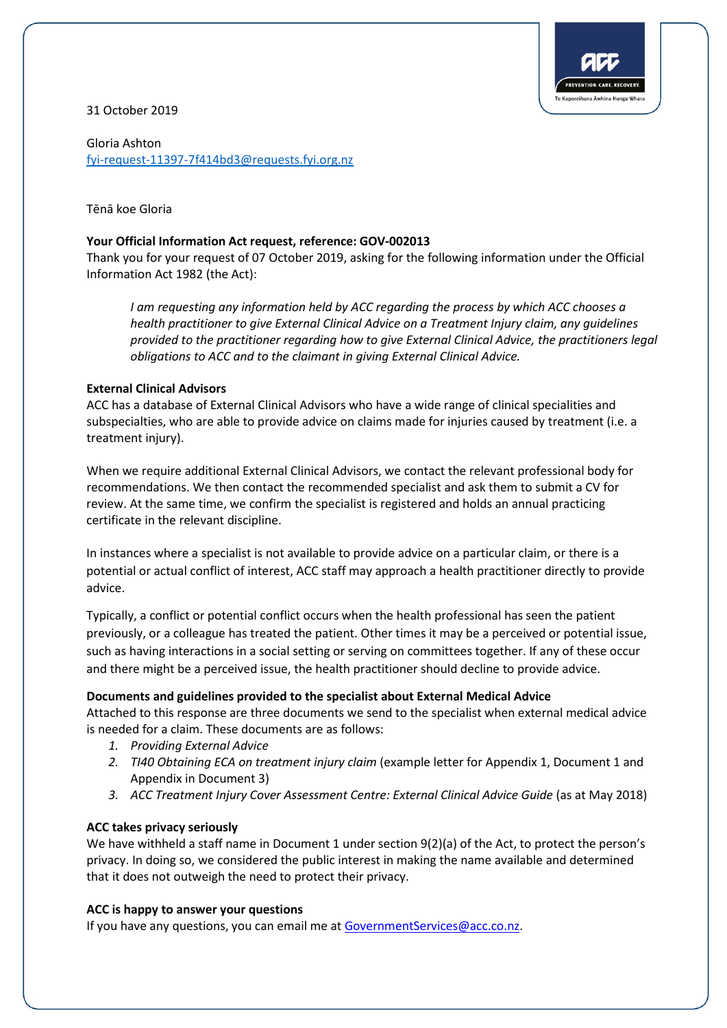31 October 2019

Gloria Ashton
fyi-request-11397-7f414bd3@requests.fyi.org.nz

Tēnā koe Gloria

**Your Official Information Act request, reference: GOV-002013**
Thank you for your request of 07 October 2019, asking for the following information under the Official Information Act 1982 (the Act):

> *I am requesting any information held by ACC regarding the process by which ACC chooses a health practitioner to give External Clinical Advice on a Treatment Injury claim, any guidelines provided to the practitioner regarding how to give External Clinical Advice, the practitioners legal obligations to ACC and to the claimant in giving External Clinical Advice.*

**External Clinical Advisors**
ACC has a database of External Clinical Advisors who have a wide range of clinical specialities and subspecialties, who are able to provide advice on claims made for injuries caused by treatment (i.e. a treatment injury).

When we require additional External Clinical Advisors, we contact the relevant professional body for recommendations. We then contact the recommended specialist and ask them to submit a CV for review. At the same time, we confirm the specialist is registered and holds an annual practicing certificate in the relevant discipline.

In instances where a specialist is not available to provide advice on a particular claim, or there is a potential or actual conflict of interest, ACC staff may approach a health practitioner directly to provide advice.

Typically, a conflict or potential conflict occurs when the health professional has seen the patient previously, or a colleague has treated the patient. Other times it may be a perceived or potential issue, such as having interactions in a social setting or serving on committees together. If any of these occur and there might be a perceived issue, the health practitioner should decline to provide advice.

**Documents and guidelines provided to the specialist about External Medical Advice**
Attached to this response are three documents we send to the specialist when external medical advice is needed for a claim. These documents are as follows:

1. *Providing External Advice*
2. *TI40 Obtaining ECA on treatment injury claim* (example letter for Appendix 1, Document 1 and Appendix in Document 3)
3. *ACC Treatment Injury Cover Assessment Centre: External Clinical Advice Guide* (as at May 2018)

**ACC takes privacy seriously**
We have withheld a staff name in Document 1 under section 9(2)(a) of the Act, to protect the person's privacy. In doing so, we considered the public interest in making the name available and determined that it does not outweigh the need to protect their privacy.

**ACC is happy to answer your questions**
If you have any questions, you can email me at GovernmentServices@acc.co.nz.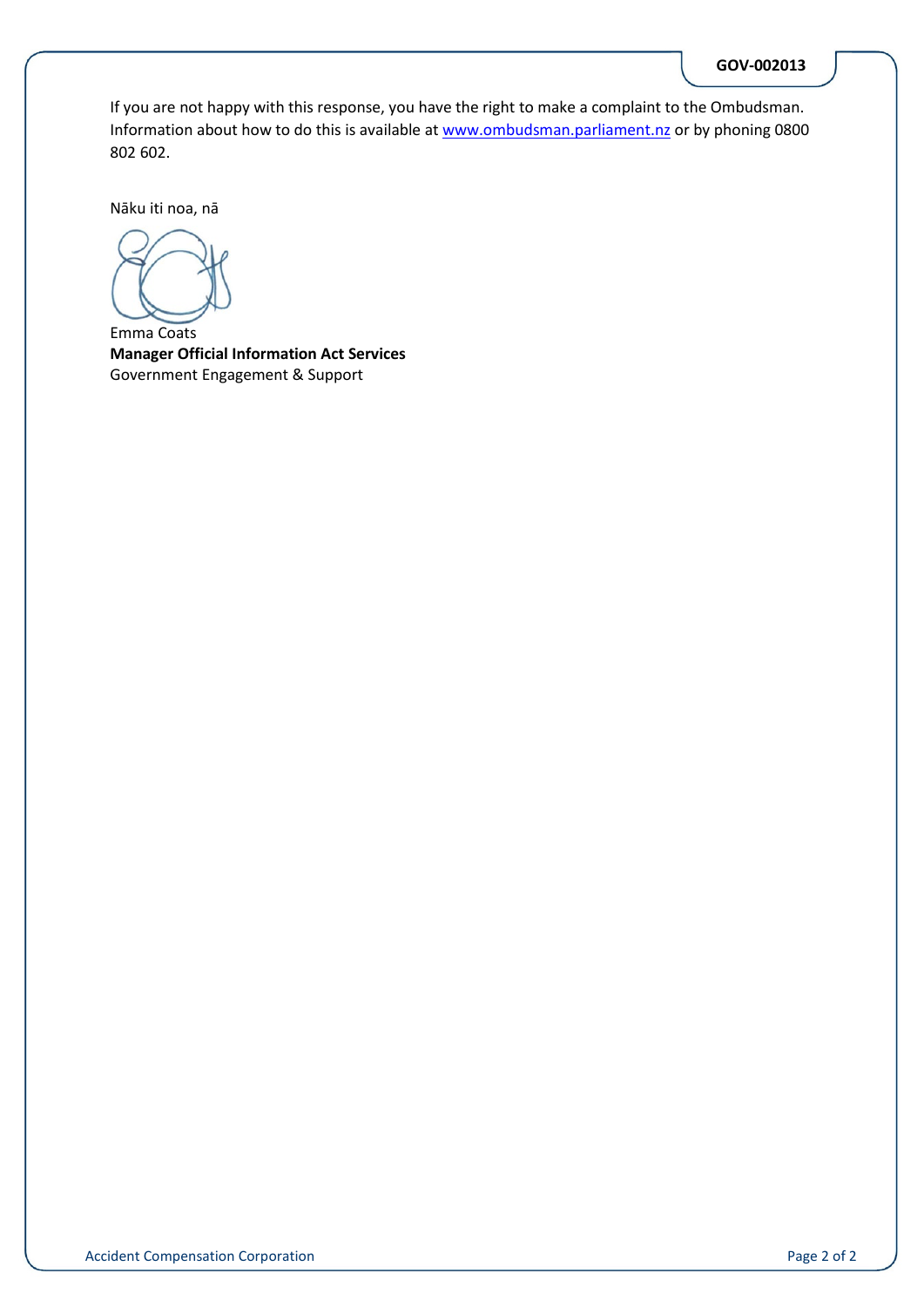If you are not happy with this response, you have the right to make a complaint to the Ombudsman. Information about how to do this is available at www.ombudsman.parliament.nz or by phoning 0800 802 602.

Nāku iti noa, nā

Emma Coats
**Manager Official Information Act Services**
Government Engagement & Support